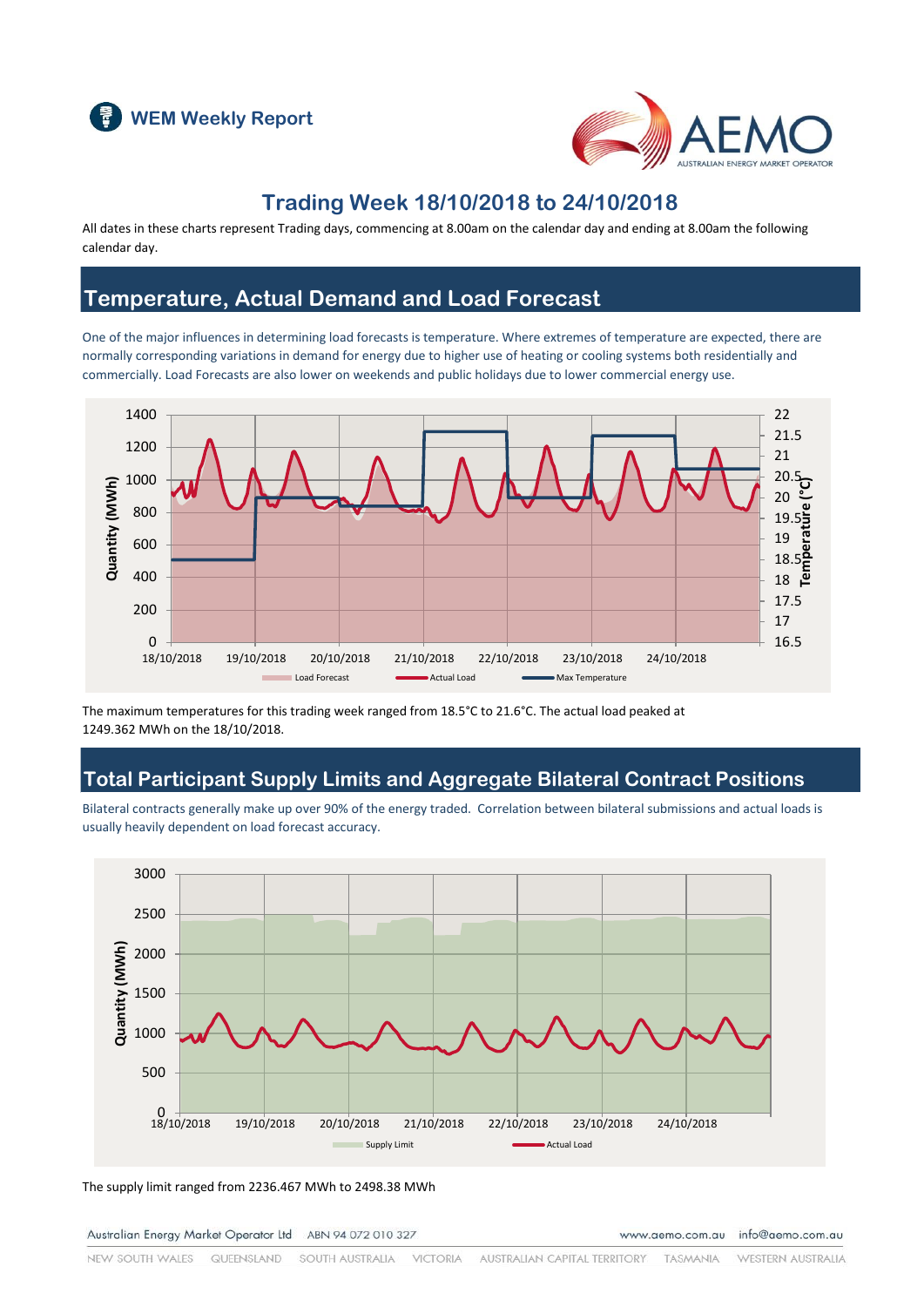WEM Weekly Report

# Trading Week 18/10/2018 to 24/10/2018

All dates in these charts represent Trading days, commencing at 8.00am on the calendar day and ending at 8.00am the following calendar day.

## Temperature, Actual Demand and Load Forecast

One of the major influences in determining load forecasts is temperature. Where extremes of temperature are expected, there are normally corresponding variations in demand for energy due to higher use of heating or cooling systems both residentially and commercially. Load Forecasts are also lower on weekends and public holidays due to lower commercial energy use.

The maximum temperatures for this trading week ranged from 18.5°C to 21.6°C. The actual load peaked at 1249.362 MWh on the 18/10/2018.

## Total Participant Supply Limits and Aggregate Bilateral Contract Positions

Bilateral contracts generally make up over 90% of the energy traded. Correlation between bilateral submissions and actual loads is usually heavily dependent on load forecast accuracy.

The supply limit ranged from 2236.467 MWh to 2498.38 MWh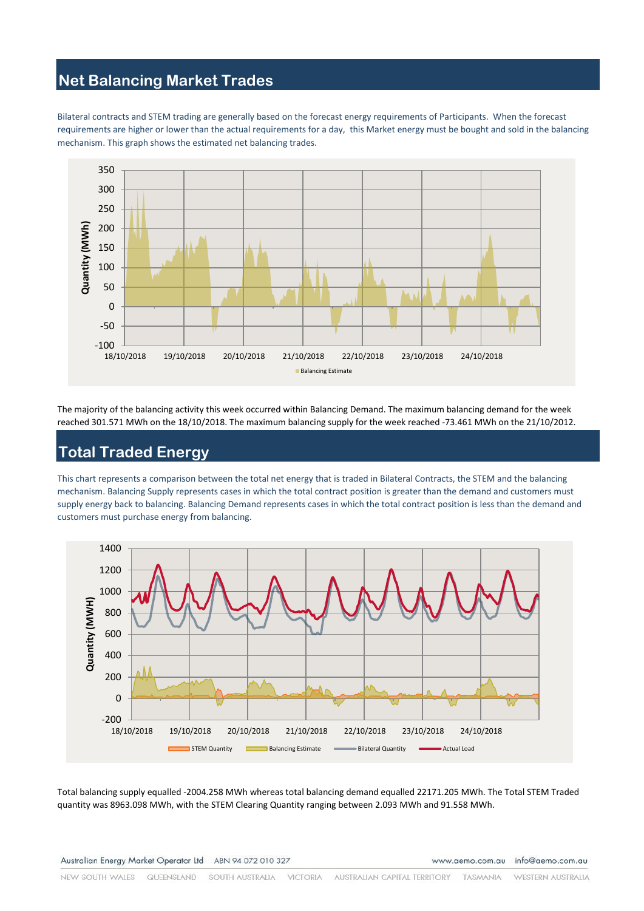## Net Balancing Market Trades

Bilateral contracts and STEM trading are generally based on the forecast energy requirements of Participants. When the forecast requirements are higher or lower than the actual requirements for a day, this Market energy must be bought and sold in the balancing mechanism. This graph shows the estimated net balancing trades.

The majority of the balancing activity this week occurred within Balancing Demand. The maximum balancing demand for the week reached 301.571 MWh on the 18/10/2018. The maximum balancing supply for the week reached -73.461 MWh on the 21/10/2012.

## Total Traded Energy

This chart represents a comparison between the total net energy that is traded in Bilateral Contracts, the STEM and the balancing mechanism. Balancing Supply represents cases in which the total contract position is greater than the demand and customers must supply energy back to balancing. Balancing Demand represents cases in which the total contract position is less than the demand and customers must purchase energy from balancing.

Total balancing supply equalled -2004.258 MWh whereas total balancing demand equalled 22171.205 MWh. The Total STEM Traded quantity was 8963.098 MWh, with the STEM Clearing Quantity ranging between 2.093 MWh and 91.558 MWh.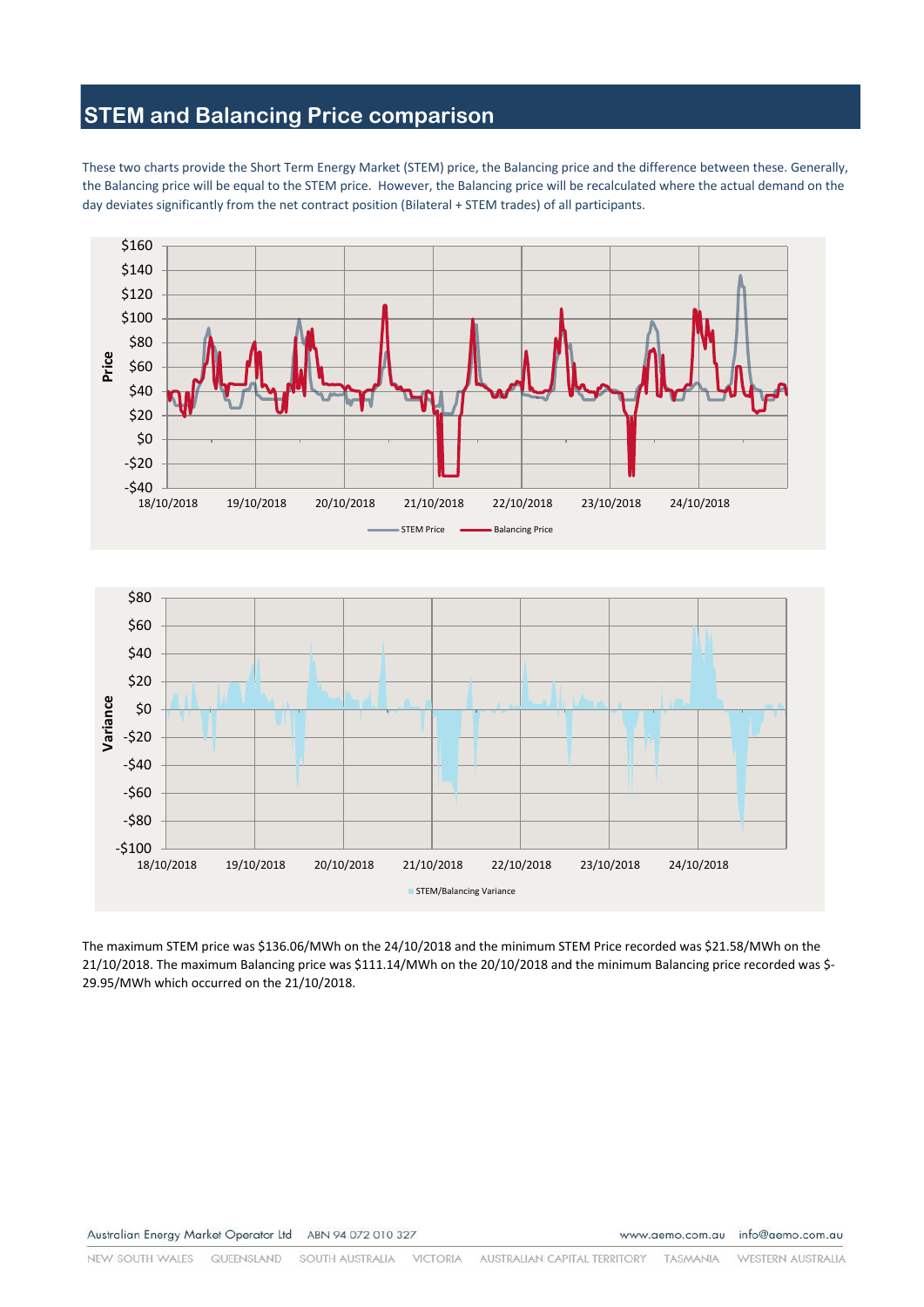## STEM and Balancing Price comparison

These two charts provide the Short Term Energy Market (STEM) price, the Balancing price and the difference between these. Generally, the Balancing price will be equal to the STEM price. However, the Balancing price will be recalculated where the actual demand on the day deviates significantly from the net contract position (Bilateral + STEM trades) of all participants.

Price

$160
$140
$120
$100
$80
$60
$40
$20
$0
-$20
-$40

18/10/2018 19/10/2018 20/10/2018 21/10/2018 22/10/2018 23/10/2018 24/10/2018

STEM Price Balancing Price

Variance

$80
$60
$40
$20
$0
-$20
-$40
-$60
-$80
-$100

18/10/2018 19/10/2018 20/10/2018 21/10/2018 22/10/2018 23/10/2018 24/10/2018

STEM/Balancing Variance

The maximum STEM price was $136.06/MWh on the 24/10/2018 and the minimum STEM Price recorded was $21.58/MWh on the 21/10/2018. The maximum Balancing price was $111.14/MWh on the 20/10/2018 and the minimum Balancing price recorded was $-29.95/MWh which occurred on the 21/10/2018.